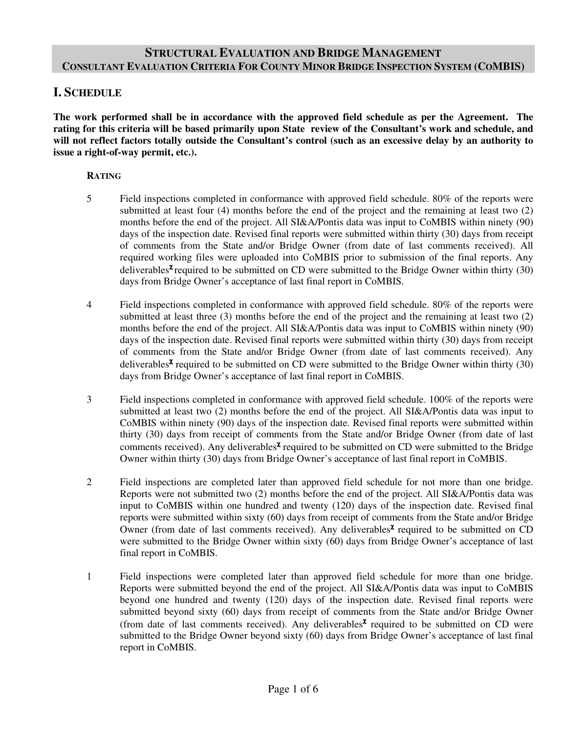# STRUCTURAL EVALUATION AND BRIDGE MANAGEMENT
## CONSULTANT EVALUATION CRITERIA FOR COUNTY MINOR BRIDGE INSPECTION SYSTEM (COMBIS)

## I. SCHEDULE

**The work performed shall be in accordance with the approved field schedule as per the Agreement. The rating for this criteria will be based primarily upon State review of the Consultant's work and schedule, and will not reflect factors totally outside the Consultant's control (such as an excessive delay by an authority to issue a right-of-way permit, etc.).**

**RATING**

5 Field inspections completed in conformance with approved field schedule. 80% of the reports were submitted at least four (4) months before the end of the project and the remaining at least two (2) months before the end of the project. All SI&A/Pontis data was input to CoMBIS within ninety (90) days of the inspection date. Revised final reports were submitted within thirty (30) days from receipt of comments from the State and/or Bridge Owner (from date of last comments received). All required working files were uploaded into CoMBIS prior to submission of the final reports. Any deliverables[χ] required to be submitted on CD were submitted to the Bridge Owner within thirty (30) days from Bridge Owner's acceptance of last final report in CoMBIS.

4 Field inspections completed in conformance with approved field schedule. 80% of the reports were submitted at least three (3) months before the end of the project and the remaining at least two (2) months before the end of the project. All SI&A/Pontis data was input to CoMBIS within ninety (90) days of the inspection date. Revised final reports were submitted within thirty (30) days from receipt of comments from the State and/or Bridge Owner (from date of last comments received). Any deliverables[χ] required to be submitted on CD were submitted to the Bridge Owner within thirty (30) days from Bridge Owner's acceptance of last final report in CoMBIS.

3 Field inspections completed in conformance with approved field schedule. 100% of the reports were submitted at least two (2) months before the end of the project. All SI&A/Pontis data was input to CoMBIS within ninety (90) days of the inspection date. Revised final reports were submitted within thirty (30) days from receipt of comments from the State and/or Bridge Owner (from date of last comments received). Any deliverables[χ] required to be submitted on CD were submitted to the Bridge Owner within thirty (30) days from Bridge Owner's acceptance of last final report in CoMBIS.

2 Field inspections are completed later than approved field schedule for not more than one bridge. Reports were not submitted two (2) months before the end of the project. All SI&A/Pontis data was input to CoMBIS within one hundred and twenty (120) days of the inspection date. Revised final reports were submitted within sixty (60) days from receipt of comments from the State and/or Bridge Owner (from date of last comments received). Any deliverables[χ] required to be submitted on CD were submitted to the Bridge Owner within sixty (60) days from Bridge Owner's acceptance of last final report in CoMBIS.

1 Field inspections were completed later than approved field schedule for more than one bridge. Reports were submitted beyond the end of the project. All SI&A/Pontis data was input to CoMBIS beyond one hundred and twenty (120) days of the inspection date. Revised final reports were submitted beyond sixty (60) days from receipt of comments from the State and/or Bridge Owner (from date of last comments received). Any deliverables[χ] required to be submitted on CD were submitted to the Bridge Owner beyond sixty (60) days from Bridge Owner's acceptance of last final report in CoMBIS.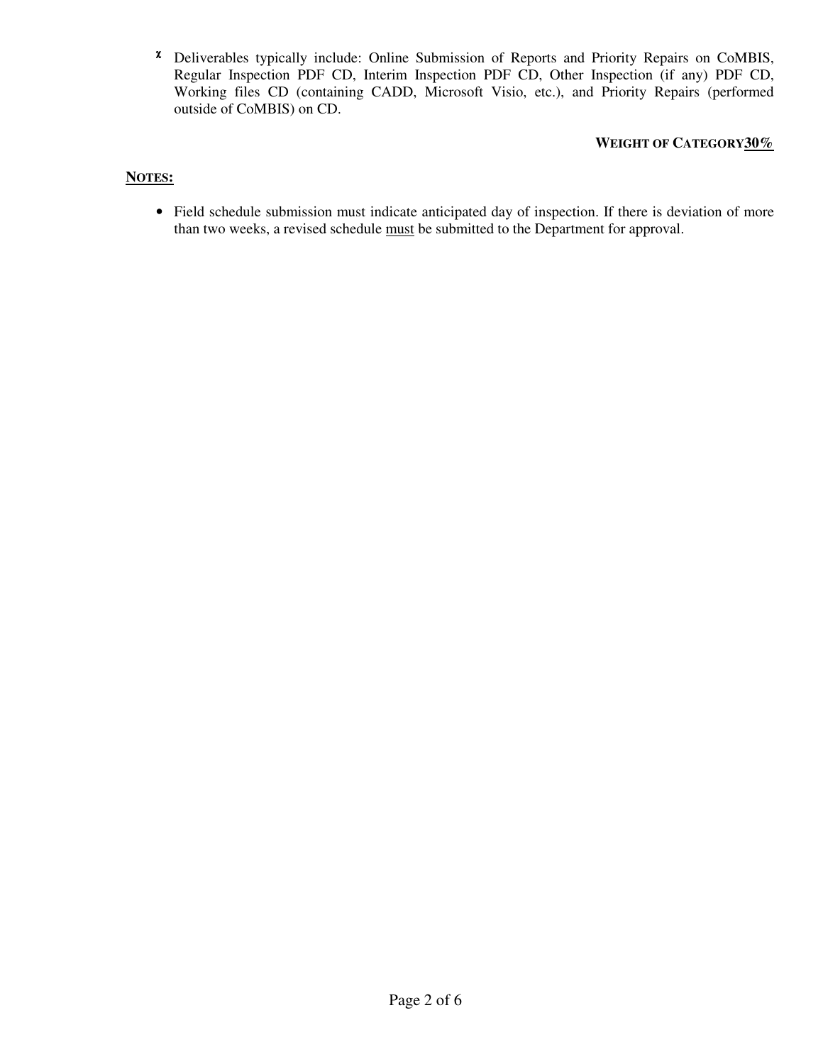- Deliverables typically include: Online Submission of Reports and Priority Repairs on CoMBIS, Regular Inspection PDF CD, Interim Inspection PDF CD, Other Inspection (if any) PDF CD, Working files CD (containing CADD, Microsoft Visio, etc.), and Priority Repairs (performed outside of CoMBIS) on CD.

**WEIGHT OF CATEGORY** **30%**

**NOTES:**

- Field schedule submission must indicate anticipated day of inspection. If there is deviation of more than two weeks, a revised schedule must be submitted to the Department for approval.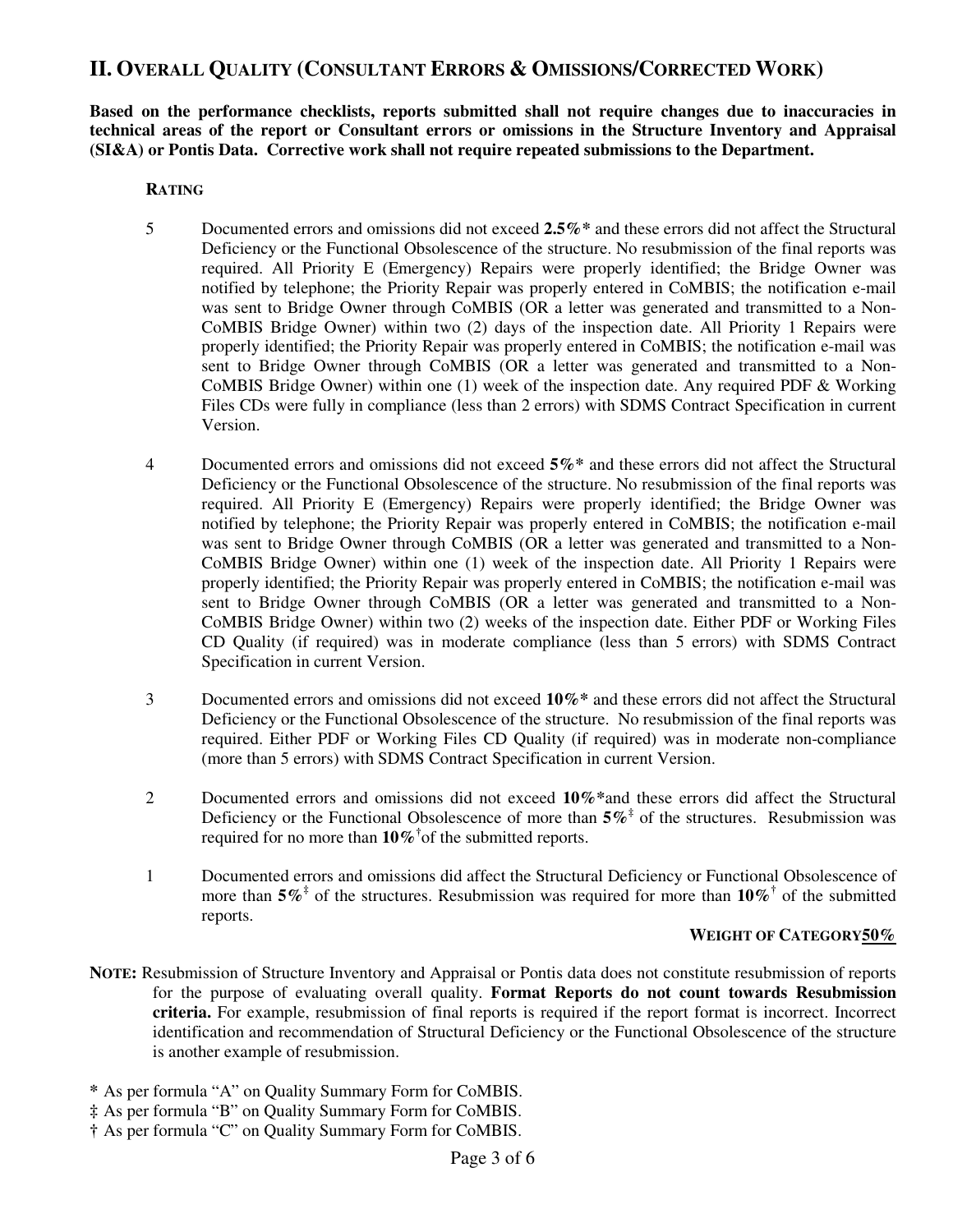## II. Overall Quality (Consultant Errors & Omissions/Corrected Work)

**Based on the performance checklists, reports submitted shall not require changes due to inaccuracies in technical areas of the report or Consultant errors or omissions in the Structure Inventory and Appraisal (SI&A) or Pontis Data. Corrective work shall not require repeated submissions to the Department.**

**RATING**

5 Documented errors and omissions did not exceed **2.5%*** and these errors did not affect the Structural Deficiency or the Functional Obsolescence of the structure. No resubmission of the final reports was required. All Priority E (Emergency) Repairs were properly identified; the Bridge Owner was notified by telephone; the Priority Repair was properly entered in CoMBIS; the notification e-mail was sent to Bridge Owner through CoMBIS (OR a letter was generated and transmitted to a Non-CoMBIS Bridge Owner) within two (2) days of the inspection date. All Priority 1 Repairs were properly identified; the Priority Repair was properly entered in CoMBIS; the notification e-mail was sent to Bridge Owner through CoMBIS (OR a letter was generated and transmitted to a Non-CoMBIS Bridge Owner) within one (1) week of the inspection date. Any required PDF & Working Files CDs were fully in compliance (less than 2 errors) with SDMS Contract Specification in current Version.

4 Documented errors and omissions did not exceed **5%*** and these errors did not affect the Structural Deficiency or the Functional Obsolescence of the structure. No resubmission of the final reports was required. All Priority E (Emergency) Repairs were properly identified; the Bridge Owner was notified by telephone; the Priority Repair was properly entered in CoMBIS; the notification e-mail was sent to Bridge Owner through CoMBIS (OR a letter was generated and transmitted to a Non-CoMBIS Bridge Owner) within one (1) week of the inspection date. All Priority 1 Repairs were properly identified; the Priority Repair was properly entered in CoMBIS; the notification e-mail was sent to Bridge Owner through CoMBIS (OR a letter was generated and transmitted to a Non-CoMBIS Bridge Owner) within two (2) weeks of the inspection date. Either PDF or Working Files CD Quality (if required) was in moderate compliance (less than 5 errors) with SDMS Contract Specification in current Version.

3 Documented errors and omissions did not exceed **10%*** and these errors did not affect the Structural Deficiency or the Functional Obsolescence of the structure. No resubmission of the final reports was required. Either PDF or Working Files CD Quality (if required) was in moderate non-compliance (more than 5 errors) with SDMS Contract Specification in current Version.

2 Documented errors and omissions did not exceed **10%***and these errors did affect the Structural Deficiency or the Functional Obsolescence of more than **5%**‡ of the structures. Resubmission was required for no more than **10%**†of the submitted reports.

1 Documented errors and omissions did affect the Structural Deficiency or Functional Obsolescence of more than **5%**‡ of the structures. Resubmission was required for more than **10%**† of the submitted reports.

**WEIGHT OF CATEGORY 50%**

**NOTE:** Resubmission of Structure Inventory and Appraisal or Pontis data does not constitute resubmission of reports for the purpose of evaluating overall quality. **Format Reports do not count towards Resubmission criteria.** For example, resubmission of final reports is required if the report format is incorrect. Incorrect identification and recommendation of Structural Deficiency or the Functional Obsolescence of the structure is another example of resubmission.

\* As per formula "A" on Quality Summary Form for CoMBIS.
‡ As per formula "B" on Quality Summary Form for CoMBIS.
† As per formula "C" on Quality Summary Form for CoMBIS.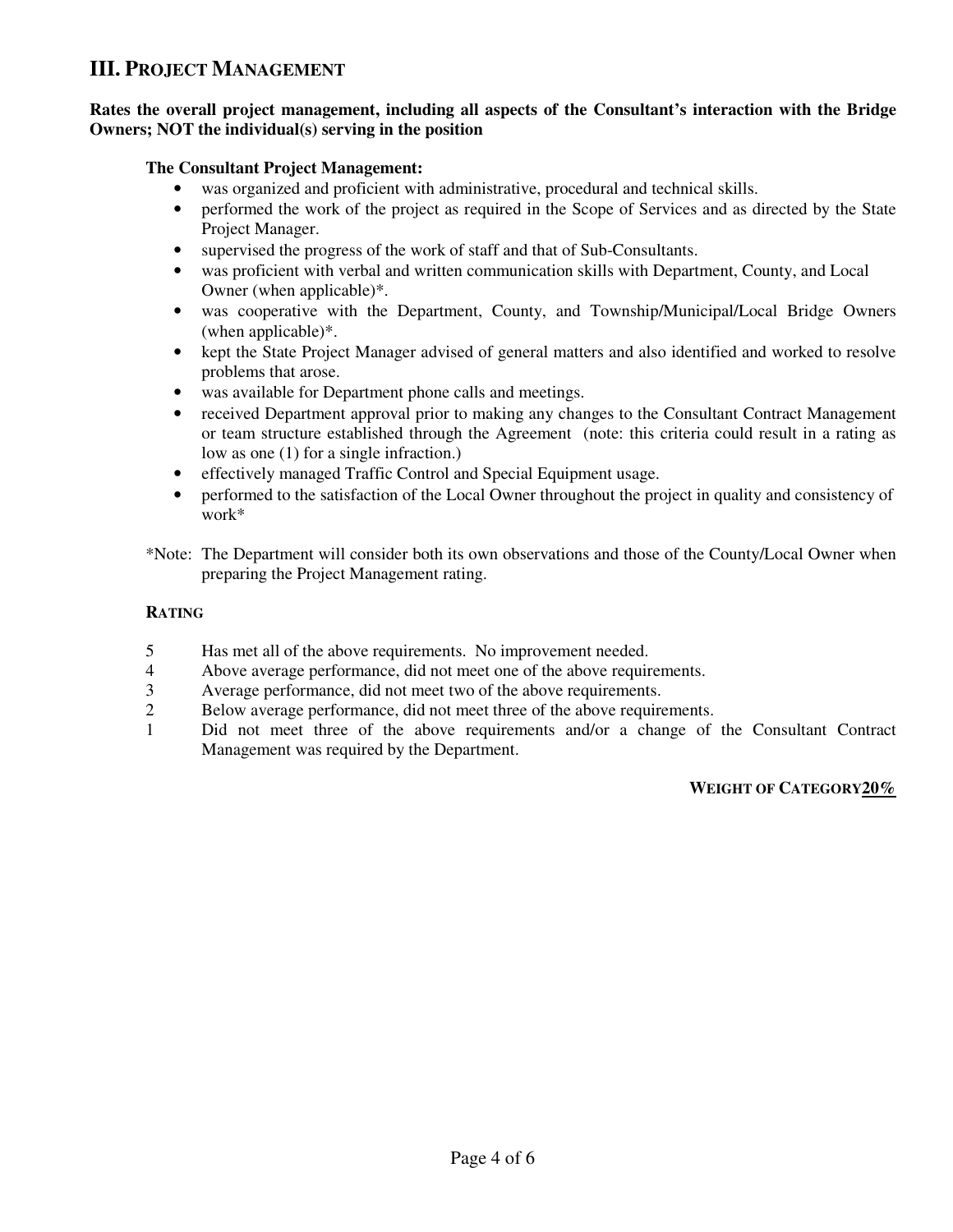## III. PROJECT MANAGEMENT

**Rates the overall project management, including all aspects of the Consultant's interaction with the Bridge Owners; NOT the individual(s) serving in the position**

**The Consultant Project Management:**

- was organized and proficient with administrative, procedural and technical skills.
- performed the work of the project as required in the Scope of Services and as directed by the State Project Manager.
- supervised the progress of the work of staff and that of Sub-Consultants.
- was proficient with verbal and written communication skills with Department, County, and Local Owner (when applicable)*.
- was cooperative with the Department, County, and Township/Municipal/Local Bridge Owners (when applicable)*.
- kept the State Project Manager advised of general matters and also identified and worked to resolve problems that arose.
- was available for Department phone calls and meetings.
- received Department approval prior to making any changes to the Consultant Contract Management or team structure established through the Agreement (note: this criteria could result in a rating as low as one (1) for a single infraction.)
- effectively managed Traffic Control and Special Equipment usage.
- performed to the satisfaction of the Local Owner throughout the project in quality and consistency of work*

*Note: The Department will consider both its own observations and those of the County/Local Owner when preparing the Project Management rating.

**RATING**

5 Has met all of the above requirements. No improvement needed.
4 Above average performance, did not meet one of the above requirements.
3 Average performance, did not meet two of the above requirements.
2 Below average performance, did not meet three of the above requirements.
1 Did not meet three of the above requirements and/or a change of the Consultant Contract Management was required by the Department.

**WEIGHT OF CATEGORY 20%**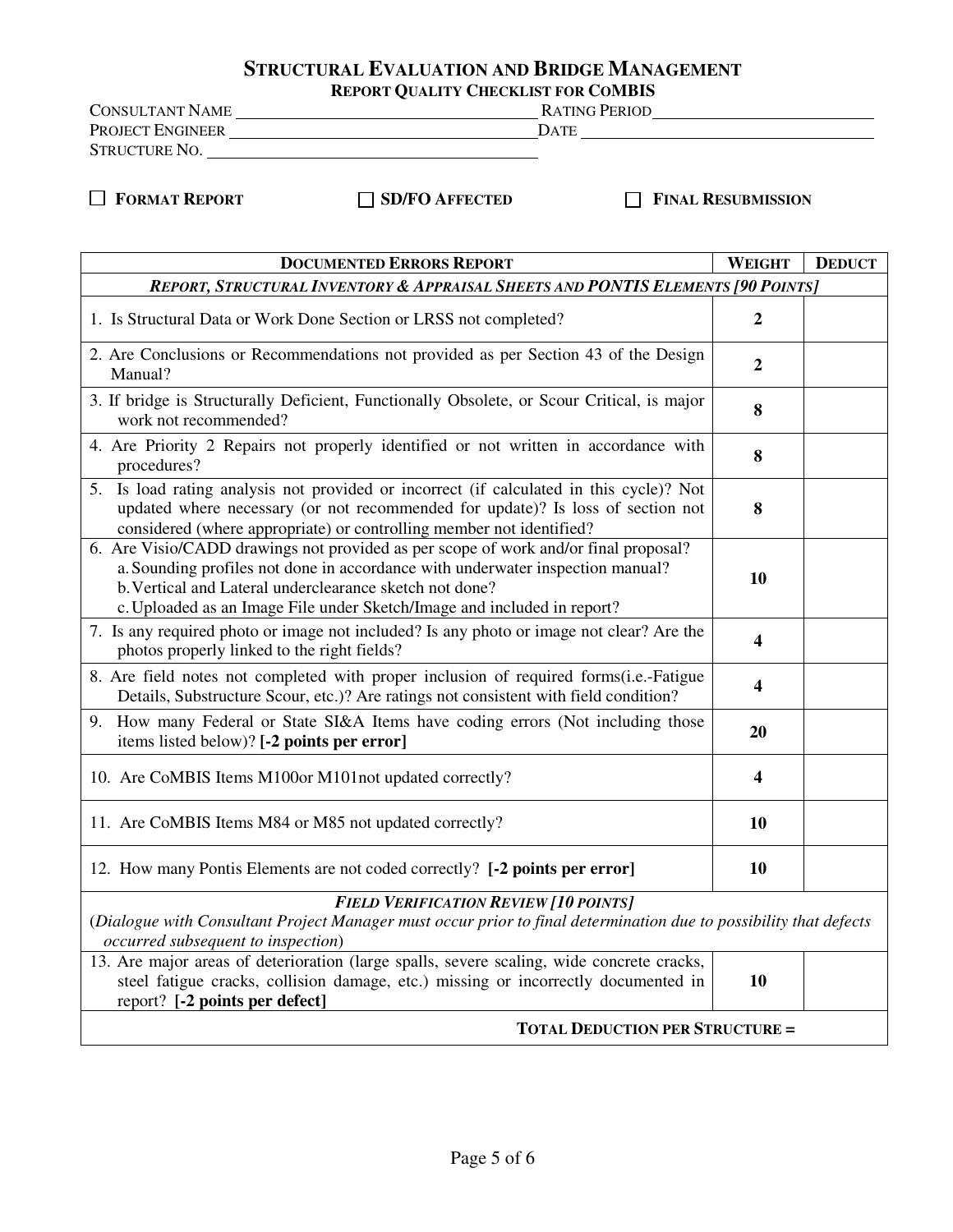# STRUCTURAL EVALUATION AND BRIDGE MANAGEMENT

## REPORT QUALITY CHECKLIST FOR CoMBIS

CONSULTANT NAME ______________________ RATING PERIOD ______________________

PROJECT ENGINEER ______________________ DATE ______________________

STRUCTURE NO. ______________________

☐ **FORMAT REPORT** ☐ **SD/FO AFFECTED** ☐ **FINAL RESUBMISSION**

| DOCUMENTED ERRORS REPORT | WEIGHT | DEDUCT |
|---|---|---|
| ***REPORT, STRUCTURAL INVENTORY & APPRAISAL SHEETS AND PONTIS ELEMENTS [90 POINTS]*** | | |
| 1. Is Structural Data or Work Done Section or LRSS not completed? | **2** | |
| 2. Are Conclusions or Recommendations not provided as per Section 43 of the Design Manual? | **2** | |
| 3. If bridge is Structurally Deficient, Functionally Obsolete, or Scour Critical, is major work not recommended? | **8** | |
| 4. Are Priority 2 Repairs not properly identified or not written in accordance with procedures? | **8** | |
| 5. Is load rating analysis not provided or incorrect (if calculated in this cycle)? Not updated where necessary (or not recommended for update)? Is loss of section not considered (where appropriate) or controlling member not identified? | **8** | |
| 6. Are Visio/CADD drawings not provided as per scope of work and/or final proposal?<br>a. Sounding profiles not done in accordance with underwater inspection manual?<br>b. Vertical and Lateral underclearance sketch not done?<br>c. Uploaded as an Image File under Sketch/Image and included in report? | **10** | |
| 7. Is any required photo or image not included? Is any photo or image not clear? Are the photos properly linked to the right fields? | **4** | |
| 8. Are field notes not completed with proper inclusion of required forms(i.e.-Fatigue Details, Substructure Scour, etc.)? Are ratings not consistent with field condition? | **4** | |
| 9. How many Federal or State SI&A Items have coding errors (Not including those items listed below)? **[-2 points per error]** | **20** | |
| 10. Are CoMBIS Items M100or M101not updated correctly? | **4** | |
| 11. Are CoMBIS Items M84 or M85 not updated correctly? | **10** | |
| 12. How many Pontis Elements are not coded correctly? **[-2 points per error]** | **10** | |
| ***FIELD VERIFICATION REVIEW [10 POINTS]***<br>(*Dialogue with Consultant Project Manager must occur prior to final determination due to possibility that defects occurred subsequent to inspection*) | | |
| 13. Are major areas of deterioration (large spalls, severe scaling, wide concrete cracks, steel fatigue cracks, collision damage, etc.) missing or incorrectly documented in report? **[-2 points per defect]** | **10** | |
| **TOTAL DEDUCTION PER STRUCTURE =** | | |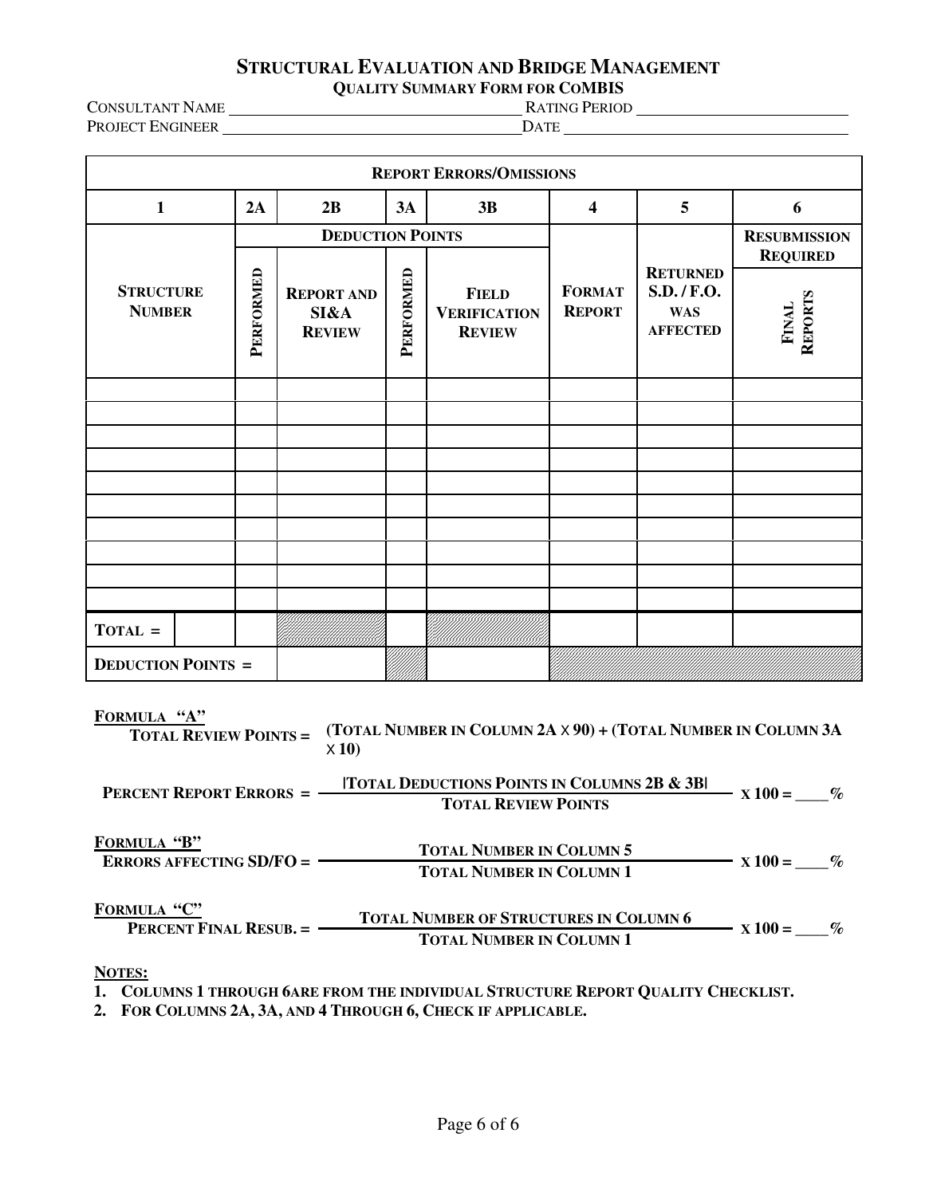# Structural Evaluation and Bridge Management

## Quality Summary Form for CoMBIS

Consultant Name ______________________ Rating Period ______________________

Project Engineer ______________________ Date ______________________

| Report Errors/Omissions | | | | | | | |
|---|---|---|---|---|---|---|---|
| 1 | 2A | 2B | 3A | 3B | 4 | 5 | 6 |
| | Deduction Points | | | | | | Resubmission Required |
| Structure Number | Performed | Report and SI&A Review | Performed | Field Verification Review | Format Report | Returned S.D. / F.O. was Affected | Final Reports |
| | | | | | | | |
| | | | | | | | |
| | | | | | | | |
| | | | | | | | |
| | | | | | | | |
| | | | | | | | |
| | | | | | | | |
| | | | | | | | |
| | | | | | | | |
| | | | | | | | |
| Total = | | | | | | | |
| Deduction Points = | | | | | | | |

**Formula "A"**

**Total Review Points =** (Total Number in Column 2A x 90) + (Total Number in Column 3A x 10)

$$\text{Percent Report Errors} = \frac{|\text{Total Deductions Points in Columns 2B \& 3B}|}{\text{Total Review Points}} \times 100 = \_\_\_\_\%$$

**Formula "B"**

$$\text{Errors Affecting SD/FO} = \frac{\text{Total Number in Column 5}}{\text{Total Number in Column 1}} \times 100 = \_\_\_\_\%$$

**Formula "C"**

$$\text{Percent Final Resub.} = \frac{\text{Total Number of Structures in Column 6}}{\text{Total Number in Column 1}} \times 100 = \_\_\_\_\%$$

**Notes:**

1. Columns 1 through 6are from the individual Structure Report Quality Checklist.
2. For Columns 2A, 3A, and 4 Through 6, Check if applicable.